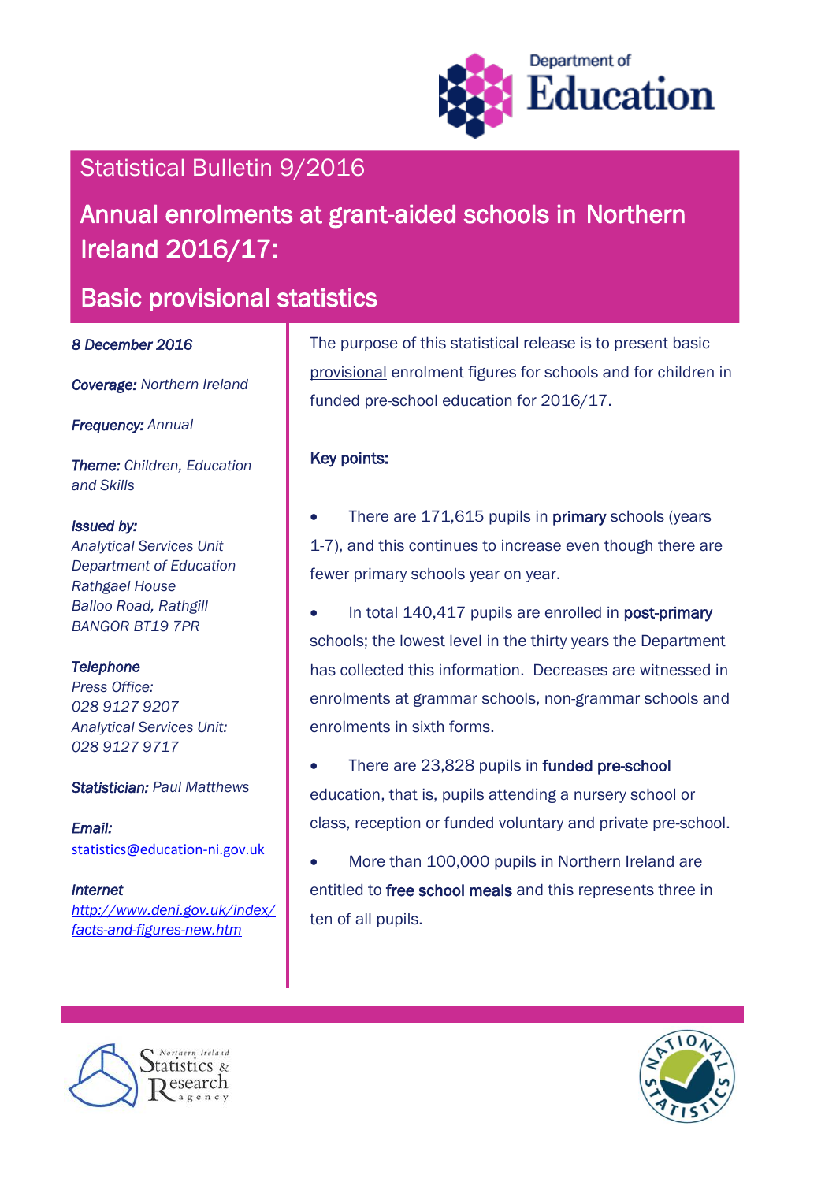Department of Education

# Statistical Bulletin 9/2016

# Annual enrolments at grant-aided schools in Northern Ireland 2016/17:

## Basic provisional statistics

*8 December 2016*

***Coverage:*** *Northern Ireland*

***Frequency:*** *Annual*

***Theme:*** *Children, Education and Skills*

***Issued by:***
*Analytical Services Unit*
*Department of Education*
*Rathgael House*
*Balloo Road, Rathgill*
*BANGOR BT19 7PR*

***Telephone***
*Press Office:*
*028 9127 9207*
*Analytical Services Unit:*
*028 9127 9717*

***Statistician:*** *Paul Matthews*

***Email:***
statistics@education-ni.gov.uk

***Internet***
*http://www.deni.gov.uk/index/facts-and-figures-new.htm*

The purpose of this statistical release is to present basic provisional enrolment figures for schools and for children in funded pre-school education for 2016/17.

**Key points:**

- There are 171,615 pupils in **primary** schools (years 1-7), and this continues to increase even though there are fewer primary schools year on year.
- In total 140,417 pupils are enrolled in **post-primary** schools; the lowest level in the thirty years the Department has collected this information. Decreases are witnessed in enrolments at grammar schools, non-grammar schools and enrolments in sixth forms.
- There are 23,828 pupils in **funded pre-school** education, that is, pupils attending a nursery school or class, reception or funded voluntary and private pre-school.
- More than 100,000 pupils in Northern Ireland are entitled to **free school meals** and this represents three in ten of all pupils.

Northern Ireland Statistics & Research Agency

National Statistics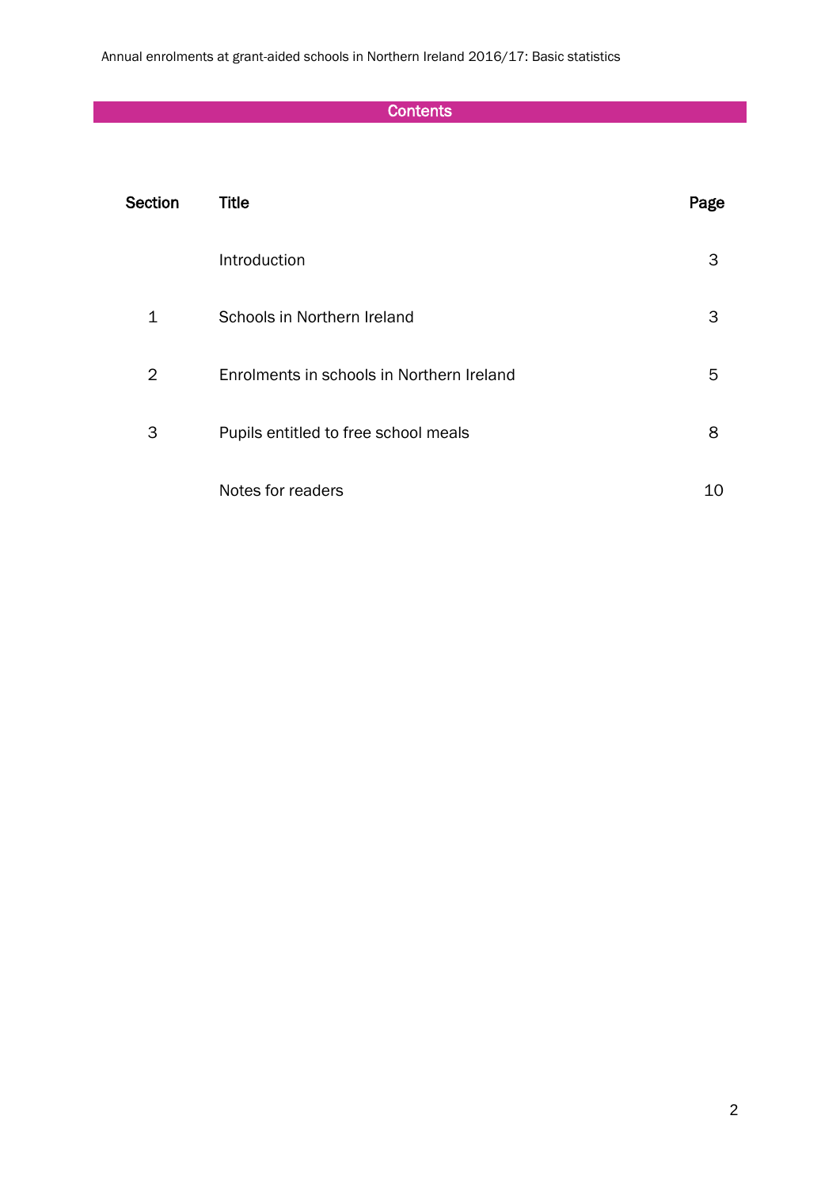## Contents

| Section | Title | Page |
| --- | --- | --- |
| | Introduction | 3 |
| 1 | Schools in Northern Ireland | 3 |
| 2 | Enrolments in schools in Northern Ireland | 5 |
| 3 | Pupils entitled to free school meals | 8 |
| | Notes for readers | 10 |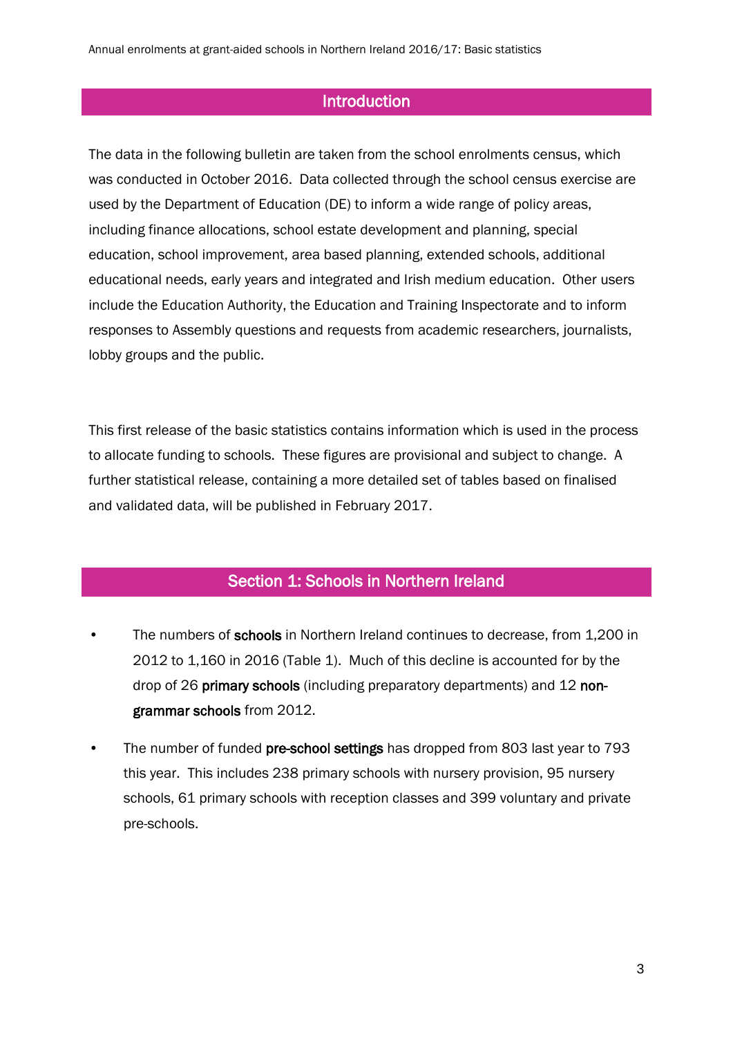## Introduction

The data in the following bulletin are taken from the school enrolments census, which was conducted in October 2016. Data collected through the school census exercise are used by the Department of Education (DE) to inform a wide range of policy areas, including finance allocations, school estate development and planning, special education, school improvement, area based planning, extended schools, additional educational needs, early years and integrated and Irish medium education. Other users include the Education Authority, the Education and Training Inspectorate and to inform responses to Assembly questions and requests from academic researchers, journalists, lobby groups and the public.

This first release of the basic statistics contains information which is used in the process to allocate funding to schools. These figures are provisional and subject to change. A further statistical release, containing a more detailed set of tables based on finalised and validated data, will be published in February 2017.

## Section 1: Schools in Northern Ireland

- The numbers of **schools** in Northern Ireland continues to decrease, from 1,200 in 2012 to 1,160 in 2016 (Table 1). Much of this decline is accounted for by the drop of 26 **primary schools** (including preparatory departments) and 12 **non-grammar schools** from 2012.
- The number of funded **pre-school settings** has dropped from 803 last year to 793 this year. This includes 238 primary schools with nursery provision, 95 nursery schools, 61 primary schools with reception classes and 399 voluntary and private pre-schools.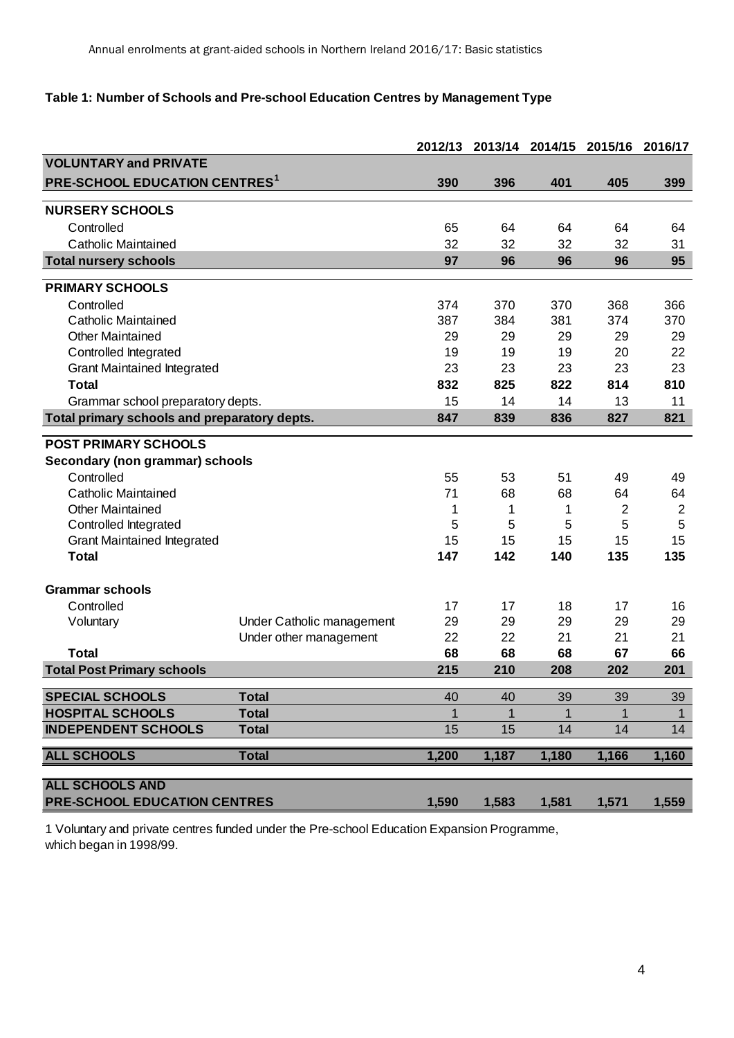Annual enrolments at grant-aided schools in Northern Ireland 2016/17: Basic statistics

**Table 1: Number of Schools and Pre-school Education Centres by Management Type**

| | | 2012/13 | 2013/14 | 2014/15 | 2015/16 | 2016/17 |
|---|---|---|---|---|---|---|
| **VOLUNTARY and PRIVATE PRE-SCHOOL EDUCATION CENTRES[1]** | | **390** | **396** | **401** | **405** | **399** |
| **NURSERY SCHOOLS** | | | | | | |
| Controlled | | 65 | 64 | 64 | 64 | 64 |
| Catholic Maintained | | 32 | 32 | 32 | 32 | 31 |
| **Total nursery schools** | | **97** | **96** | **96** | **96** | **95** |
| **PRIMARY SCHOOLS** | | | | | | |
| Controlled | | 374 | 370 | 370 | 368 | 366 |
| Catholic Maintained | | 387 | 384 | 381 | 374 | 370 |
| Other Maintained | | 29 | 29 | 29 | 29 | 29 |
| Controlled Integrated | | 19 | 19 | 19 | 20 | 22 |
| Grant Maintained Integrated | | 23 | 23 | 23 | 23 | 23 |
| **Total** | | **832** | **825** | **822** | **814** | **810** |
| Grammar school preparatory depts. | | 15 | 14 | 14 | 13 | 11 |
| **Total primary schools and preparatory depts.** | | **847** | **839** | **836** | **827** | **821** |
| **POST PRIMARY SCHOOLS** | | | | | | |
| **Secondary (non grammar) schools** | | | | | | |
| Controlled | | 55 | 53 | 51 | 49 | 49 |
| Catholic Maintained | | 71 | 68 | 68 | 64 | 64 |
| Other Maintained | | 1 | 1 | 1 | 2 | 2 |
| Controlled Integrated | | 5 | 5 | 5 | 5 | 5 |
| Grant Maintained Integrated | | 15 | 15 | 15 | 15 | 15 |
| **Total** | | **147** | **142** | **140** | **135** | **135** |
| **Grammar schools** | | | | | | |
| Controlled | | 17 | 17 | 18 | 17 | 16 |
| Voluntary | Under Catholic management | 29 | 29 | 29 | 29 | 29 |
| | Under other management | 22 | 22 | 21 | 21 | 21 |
| **Total** | | **68** | **68** | **68** | **67** | **66** |
| **Total Post Primary schools** | | **215** | **210** | **208** | **202** | **201** |
| **SPECIAL SCHOOLS** | **Total** | 40 | 40 | 39 | 39 | 39 |
| **HOSPITAL SCHOOLS** | **Total** | 1 | 1 | 1 | 1 | 1 |
| **INDEPENDENT SCHOOLS** | **Total** | 15 | 15 | 14 | 14 | 14 |
| **ALL SCHOOLS** | **Total** | **1,200** | **1,187** | **1,180** | **1,166** | **1,160** |
| **ALL SCHOOLS AND PRE-SCHOOL EDUCATION CENTRES** | | **1,590** | **1,583** | **1,581** | **1,571** | **1,559** |

1 Voluntary and private centres funded under the Pre-school Education Expansion Programme, which began in 1998/99.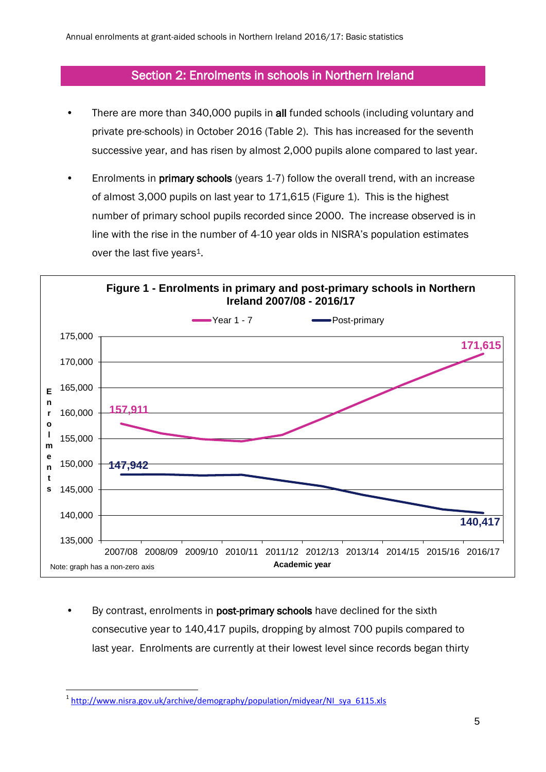## Section 2: Enrolments in schools in Northern Ireland

- There are more than 340,000 pupils in **all** funded schools (including voluntary and private pre-schools) in October 2016 (Table 2). This has increased for the seventh successive year, and has risen by almost 2,000 pupils alone compared to last year.
- Enrolments in **primary schools** (years 1-7) follow the overall trend, with an increase of almost 3,000 pupils on last year to 171,615 (Figure 1). This is the highest number of primary school pupils recorded since 2000. The increase observed is in line with the rise in the number of 4-10 year olds in NISRA's population estimates over the last five years[1].

**Figure 1 - Enrolments in primary and post-primary schools in Northern Ireland 2007/08 - 2016/17**

Legend: Year 1 - 7; Post-primary

Y-axis: Enrolments (135,000 to 175,000). X-axis: Academic year (2007/08 to 2016/17).

Labelled values: Year 1 - 7: 157,911 (2007/08), 171,615 (2016/17); Post-primary: 147,942 (2007/08), 140,417 (2016/17).

Note: graph has a non-zero axis

- By contrast, enrolments in **post-primary schools** have declined for the sixth consecutive year to 140,417 pupils, dropping by almost 700 pupils compared to last year. Enrolments are currently at their lowest level since records began thirty

[1] http://www.nisra.gov.uk/archive/demography/population/midyear/NI_sya_6115.xls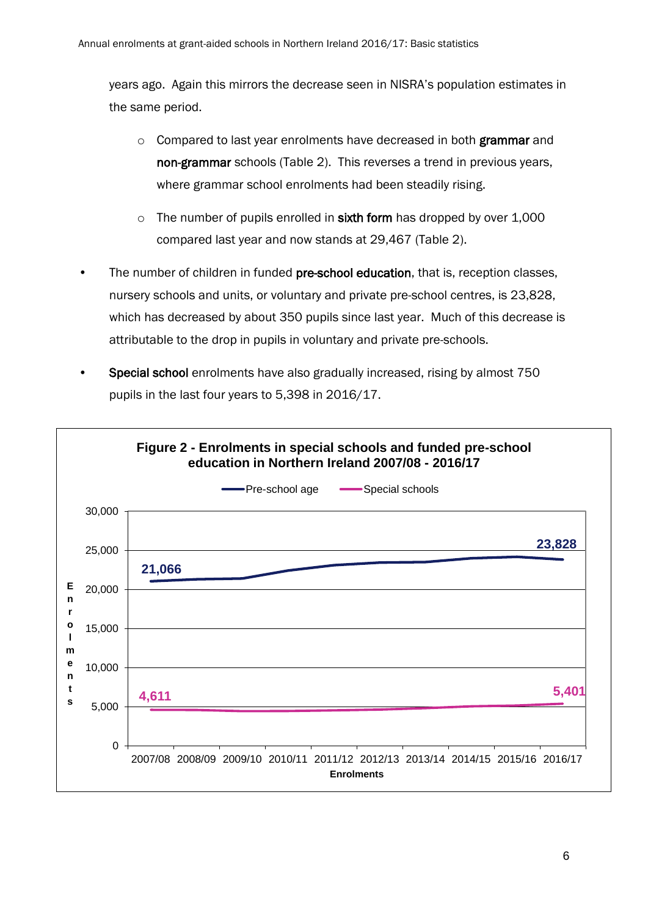years ago. Again this mirrors the decrease seen in NISRA's population estimates in the same period.

- Compared to last year enrolments have decreased in both **grammar** and **non-grammar** schools (Table 2). This reverses a trend in previous years, where grammar school enrolments had been steadily rising.
- The number of pupils enrolled in **sixth form** has dropped by over 1,000 compared last year and now stands at 29,467 (Table 2).

- The number of children in funded **pre-school education**, that is, reception classes, nursery schools and units, or voluntary and private pre-school centres, is 23,828, which has decreased by about 350 pupils since last year. Much of this decrease is attributable to the drop in pupils in voluntary and private pre-schools.

- **Special school** enrolments have also gradually increased, rising by almost 750 pupils in the last four years to 5,398 in 2016/17.

**Figure 2 - Enrolments in special schools and funded pre-school education in Northern Ireland 2007/08 - 2016/17**

Legend: Pre-school age; Special schools

Y-axis: Enrolments (0 to 30,000). X-axis: Enrolments (2007/08 to 2016/17).

| | 2007/08 | 2016/17 |
|---|---|---|
| Pre-school age | 21,066 | 23,828 |
| Special schools | 4,611 | 5,401 |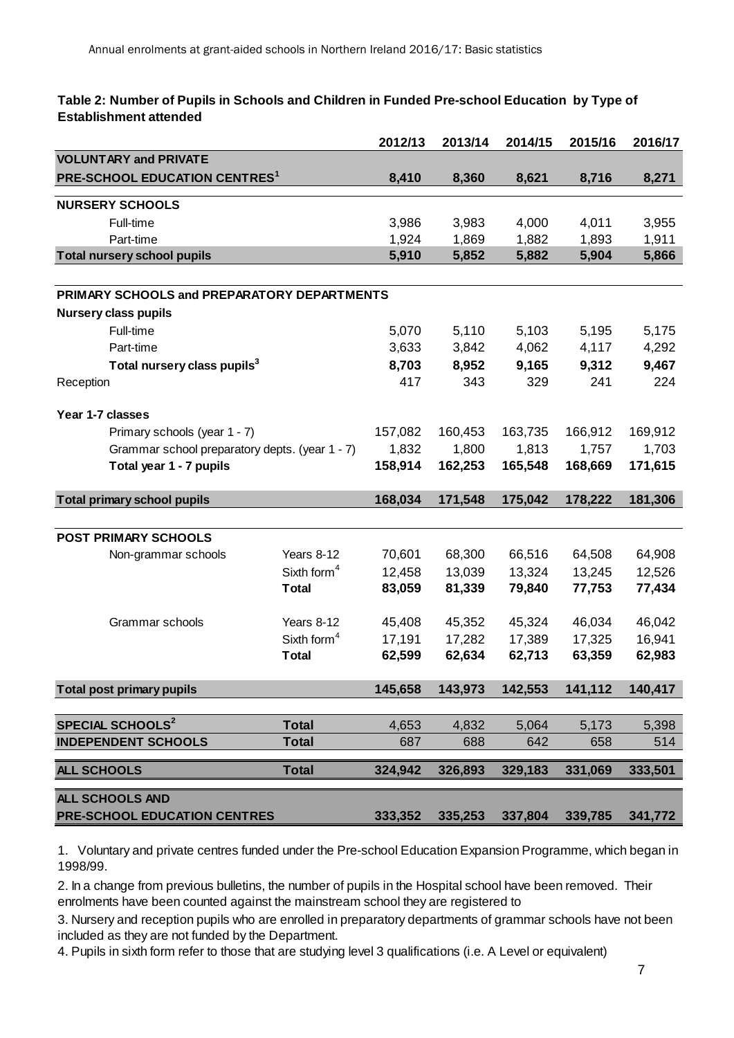**Table 2: Number of Pupils in Schools and Children in Funded Pre-school Education by Type of Establishment attended**

| | | 2012/13 | 2013/14 | 2014/15 | 2015/16 | 2016/17 |
|---|---|---|---|---|---|---|
| **VOLUNTARY and PRIVATE PRE-SCHOOL EDUCATION CENTRES[1]** | | **8,410** | **8,360** | **8,621** | **8,716** | **8,271** |
| **NURSERY SCHOOLS** | | | | | | |
| Full-time | | 3,986 | 3,983 | 4,000 | 4,011 | 3,955 |
| Part-time | | 1,924 | 1,869 | 1,882 | 1,893 | 1,911 |
| **Total nursery school pupils** | | **5,910** | **5,852** | **5,882** | **5,904** | **5,866** |
| **PRIMARY SCHOOLS and PREPARATORY DEPARTMENTS** | | | | | | |
| **Nursery class pupils** | | | | | | |
| Full-time | | 5,070 | 5,110 | 5,103 | 5,195 | 5,175 |
| Part-time | | 3,633 | 3,842 | 4,062 | 4,117 | 4,292 |
| **Total nursery class pupils[3]** | | **8,703** | **8,952** | **9,165** | **9,312** | **9,467** |
| Reception | | 417 | 343 | 329 | 241 | 224 |
| **Year 1-7 classes** | | | | | | |
| Primary schools (year 1 - 7) | | 157,082 | 160,453 | 163,735 | 166,912 | 169,912 |
| Grammar school preparatory depts. (year 1 - 7) | | 1,832 | 1,800 | 1,813 | 1,757 | 1,703 |
| **Total year 1 - 7 pupils** | | **158,914** | **162,253** | **165,548** | **168,669** | **171,615** |
| **Total primary school pupils** | | **168,034** | **171,548** | **175,042** | **178,222** | **181,306** |
| **POST PRIMARY SCHOOLS** | | | | | | |
| Non-grammar schools | Years 8-12 | 70,601 | 68,300 | 66,516 | 64,508 | 64,908 |
| | Sixth form[4] | 12,458 | 13,039 | 13,324 | 13,245 | 12,526 |
| | **Total** | **83,059** | **81,339** | **79,840** | **77,753** | **77,434** |
| Grammar schools | Years 8-12 | 45,408 | 45,352 | 45,324 | 46,034 | 46,042 |
| | Sixth form[4] | 17,191 | 17,282 | 17,389 | 17,325 | 16,941 |
| | **Total** | **62,599** | **62,634** | **62,713** | **63,359** | **62,983** |
| **Total post primary pupils** | | **145,658** | **143,973** | **142,553** | **141,112** | **140,417** |
| **SPECIAL SCHOOLS[2]** | **Total** | 4,653 | 4,832 | 5,064 | 5,173 | 5,398 |
| **INDEPENDENT SCHOOLS** | **Total** | 687 | 688 | 642 | 658 | 514 |
| **ALL SCHOOLS** | **Total** | **324,942** | **326,893** | **329,183** | **331,069** | **333,501** |
| **ALL SCHOOLS AND PRE-SCHOOL EDUCATION CENTRES** | | **333,352** | **335,253** | **337,804** | **339,785** | **341,772** |

1. Voluntary and private centres funded under the Pre-school Education Expansion Programme, which began in 1998/99.

2. In a change from previous bulletins, the number of pupils in the Hospital school have been removed. Their enrolments have been counted against the mainstream school they are registered to

3. Nursery and reception pupils who are enrolled in preparatory departments of grammar schools have not been included as they are not funded by the Department.

4. Pupils in sixth form refer to those that are studying level 3 qualifications (i.e. A Level or equivalent)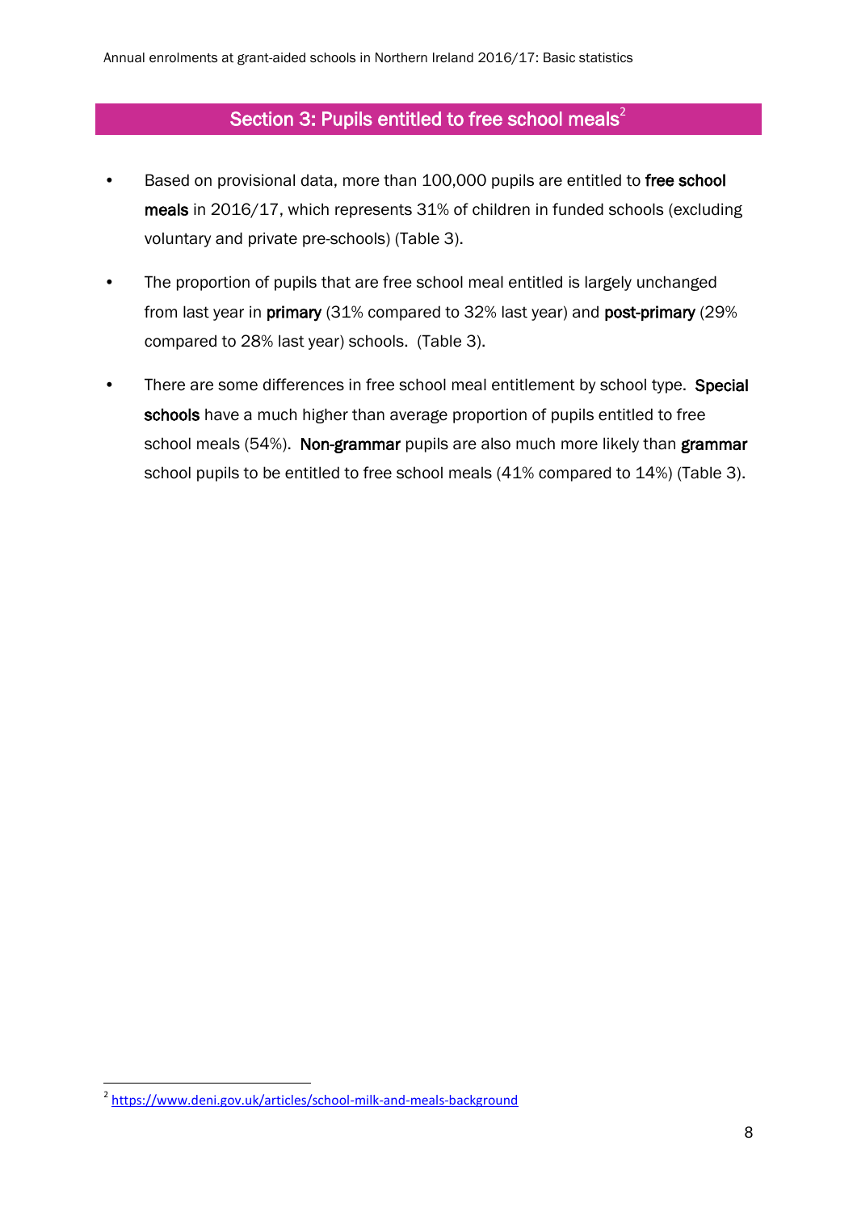## Section 3: Pupils entitled to free school meals[2]

- Based on provisional data, more than 100,000 pupils are entitled to **free school meals** in 2016/17, which represents 31% of children in funded schools (excluding voluntary and private pre-schools) (Table 3).
- The proportion of pupils that are free school meal entitled is largely unchanged from last year in **primary** (31% compared to 32% last year) and **post-primary** (29% compared to 28% last year) schools. (Table 3).
- There are some differences in free school meal entitlement by school type. **Special schools** have a much higher than average proportion of pupils entitled to free school meals (54%). **Non-grammar** pupils are also much more likely than **grammar** school pupils to be entitled to free school meals (41% compared to 14%) (Table 3).

[2] https://www.deni.gov.uk/articles/school-milk-and-meals-background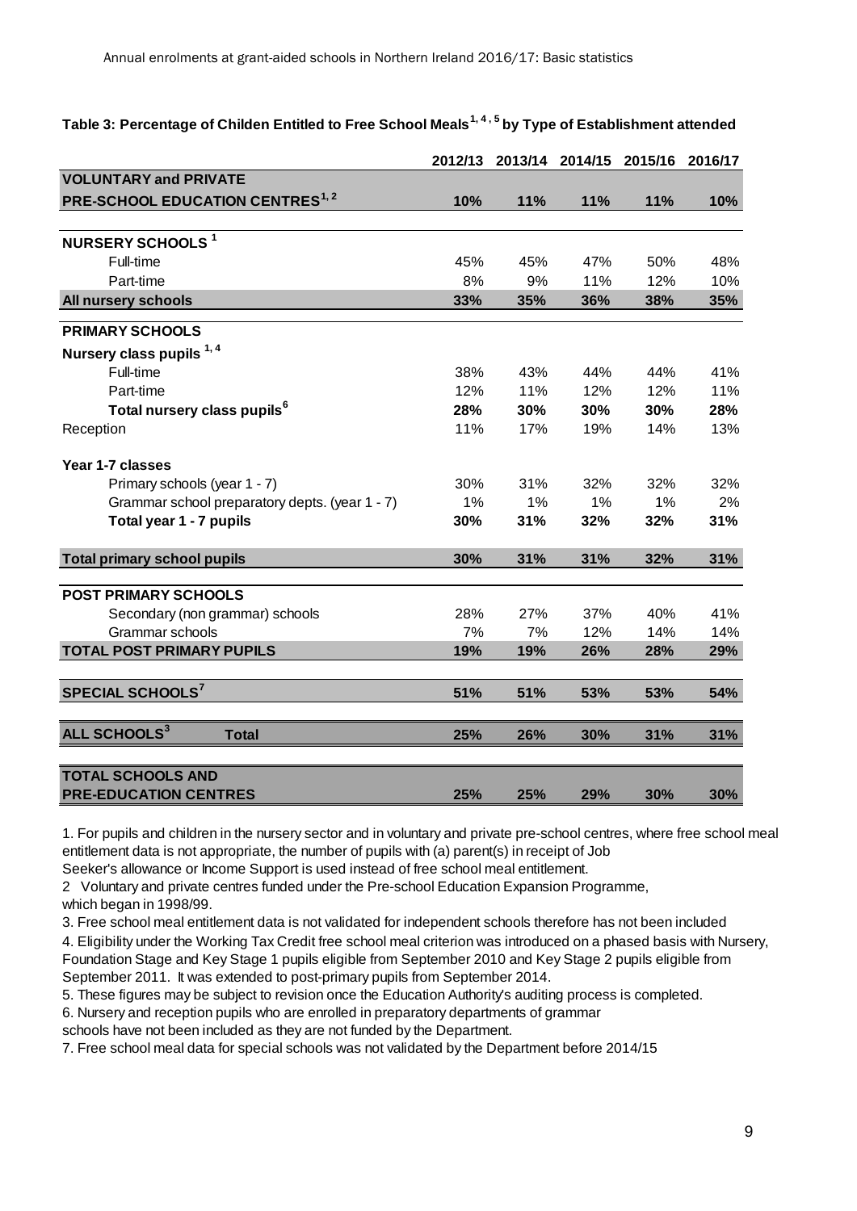**Table 3: Percentage of Childen Entitled to Free School Meals[1, 4, 5] by Type of Establishment attended**

| | 2012/13 | 2013/14 | 2014/15 | 2015/16 | 2016/17 |
|---|---|---|---|---|---|
| **VOLUNTARY and PRIVATE PRE-SCHOOL EDUCATION CENTRES[1, 2]** | **10%** | **11%** | **11%** | **11%** | **10%** |
| **NURSERY SCHOOLS [1]** | | | | | |
| Full-time | 45% | 45% | 47% | 50% | 48% |
| Part-time | 8% | 9% | 11% | 12% | 10% |
| **All nursery schools** | **33%** | **35%** | **36%** | **38%** | **35%** |
| **PRIMARY SCHOOLS** | | | | | |
| **Nursery class pupils [1, 4]** | | | | | |
| Full-time | 38% | 43% | 44% | 44% | 41% |
| Part-time | 12% | 11% | 12% | 12% | 11% |
| **Total nursery class pupils[6]** | **28%** | **30%** | **30%** | **30%** | **28%** |
| Reception | 11% | 17% | 19% | 14% | 13% |
| **Year 1-7 classes** | | | | | |
| Primary schools (year 1 - 7) | 30% | 31% | 32% | 32% | 32% |
| Grammar school preparatory depts. (year 1 - 7) | 1% | 1% | 1% | 1% | 2% |
| **Total year 1 - 7 pupils** | **30%** | **31%** | **32%** | **32%** | **31%** |
| **Total primary school pupils** | **30%** | **31%** | **31%** | **32%** | **31%** |
| **POST PRIMARY SCHOOLS** | | | | | |
| Secondary (non grammar) schools | 28% | 27% | 37% | 40% | 41% |
| Grammar schools | 7% | 7% | 12% | 14% | 14% |
| **TOTAL POST PRIMARY PUPILS** | **19%** | **19%** | **26%** | **28%** | **29%** |
| **SPECIAL SCHOOLS[7]** | **51%** | **51%** | **53%** | **53%** | **54%** |
| **ALL SCHOOLS[3] Total** | **25%** | **26%** | **30%** | **31%** | **31%** |
| **TOTAL SCHOOLS AND PRE-EDUCATION CENTRES** | **25%** | **25%** | **29%** | **30%** | **30%** |

1. For pupils and children in the nursery sector and in voluntary and private pre-school centres, where free school meal entitlement data is not appropriate, the number of pupils with (a) parent(s) in receipt of Job Seeker's allowance or Income Support is used instead of free school meal entitlement.
2 Voluntary and private centres funded under the Pre-school Education Expansion Programme, which began in 1998/99.
3. Free school meal entitlement data is not validated for independent schools therefore has not been included
4. Eligibility under the Working Tax Credit free school meal criterion was introduced on a phased basis with Nursery, Foundation Stage and Key Stage 1 pupils eligible from September 2010 and Key Stage 2 pupils eligible from September 2011. It was extended to post-primary pupils from September 2014.
5. These figures may be subject to revision once the Education Authority's auditing process is completed.
6. Nursery and reception pupils who are enrolled in preparatory departments of grammar schools have not been included as they are not funded by the Department.
7. Free school meal data for special schools was not validated by the Department before 2014/15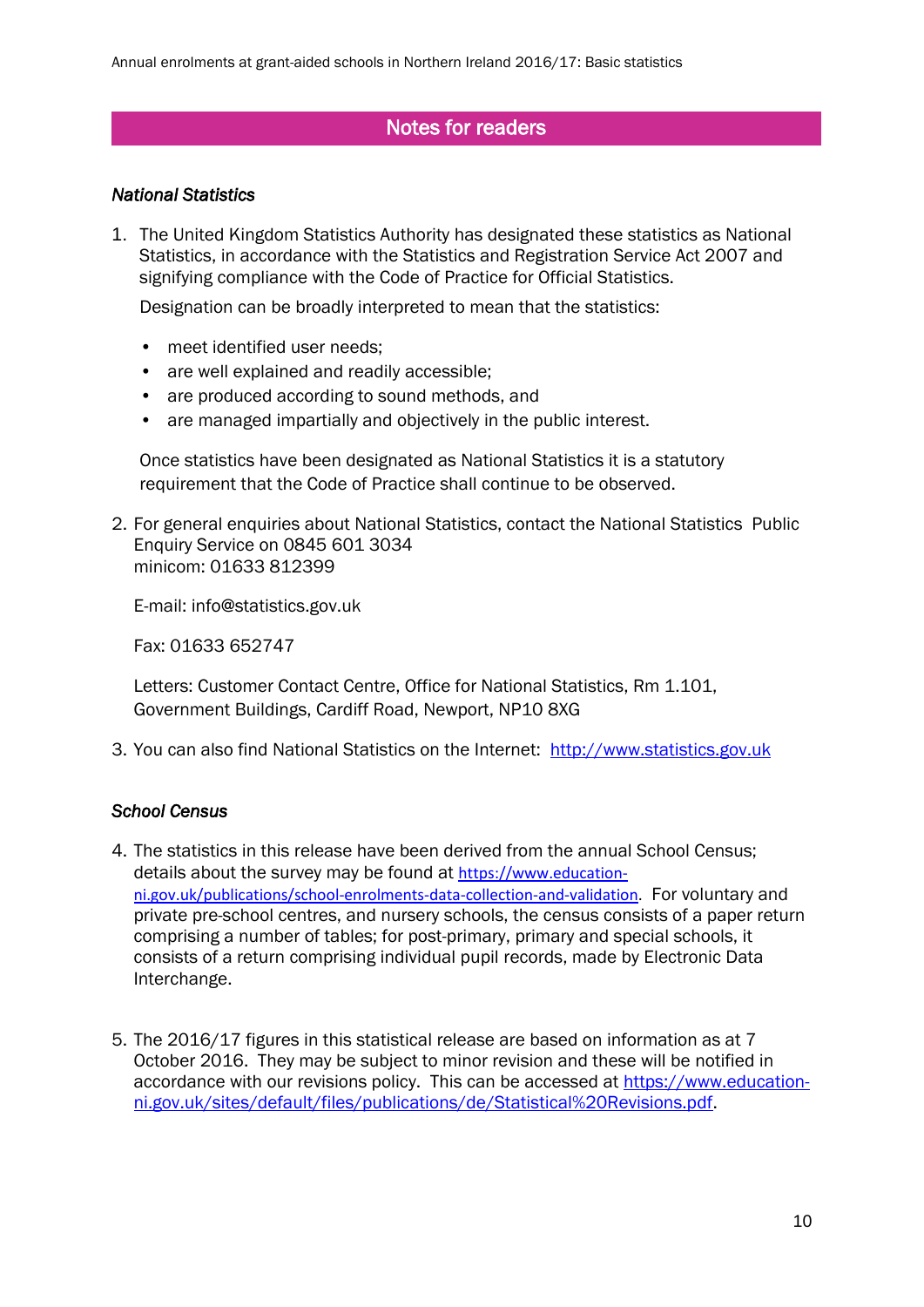## Notes for readers

### *National Statistics*

1. The United Kingdom Statistics Authority has designated these statistics as National Statistics, in accordance with the Statistics and Registration Service Act 2007 and signifying compliance with the Code of Practice for Official Statistics.

   Designation can be broadly interpreted to mean that the statistics:

   - meet identified user needs;
   - are well explained and readily accessible;
   - are produced according to sound methods, and
   - are managed impartially and objectively in the public interest.

   Once statistics have been designated as National Statistics it is a statutory requirement that the Code of Practice shall continue to be observed.

2. For general enquiries about National Statistics, contact the National Statistics Public Enquiry Service on 0845 601 3034
   minicom: 01633 812399

   E-mail: info@statistics.gov.uk

   Fax: 01633 652747

   Letters: Customer Contact Centre, Office for National Statistics, Rm 1.101, Government Buildings, Cardiff Road, Newport, NP10 8XG

3. You can also find National Statistics on the Internet: [http://www.statistics.gov.uk](http://www.statistics.gov.uk)

### *School Census*

4. The statistics in this release have been derived from the annual School Census; details about the survey may be found at [https://www.education-ni.gov.uk/publications/school-enrolments-data-collection-and-validation](https://www.education-ni.gov.uk/publications/school-enrolments-data-collection-and-validation). For voluntary and private pre-school centres, and nursery schools, the census consists of a paper return comprising a number of tables; for post-primary, primary and special schools, it consists of a return comprising individual pupil records, made by Electronic Data Interchange.

5. The 2016/17 figures in this statistical release are based on information as at 7 October 2016. They may be subject to minor revision and these will be notified in accordance with our revisions policy. This can be accessed at [https://www.education-ni.gov.uk/sites/default/files/publications/de/Statistical%20Revisions.pdf](https://www.education-ni.gov.uk/sites/default/files/publications/de/Statistical%20Revisions.pdf).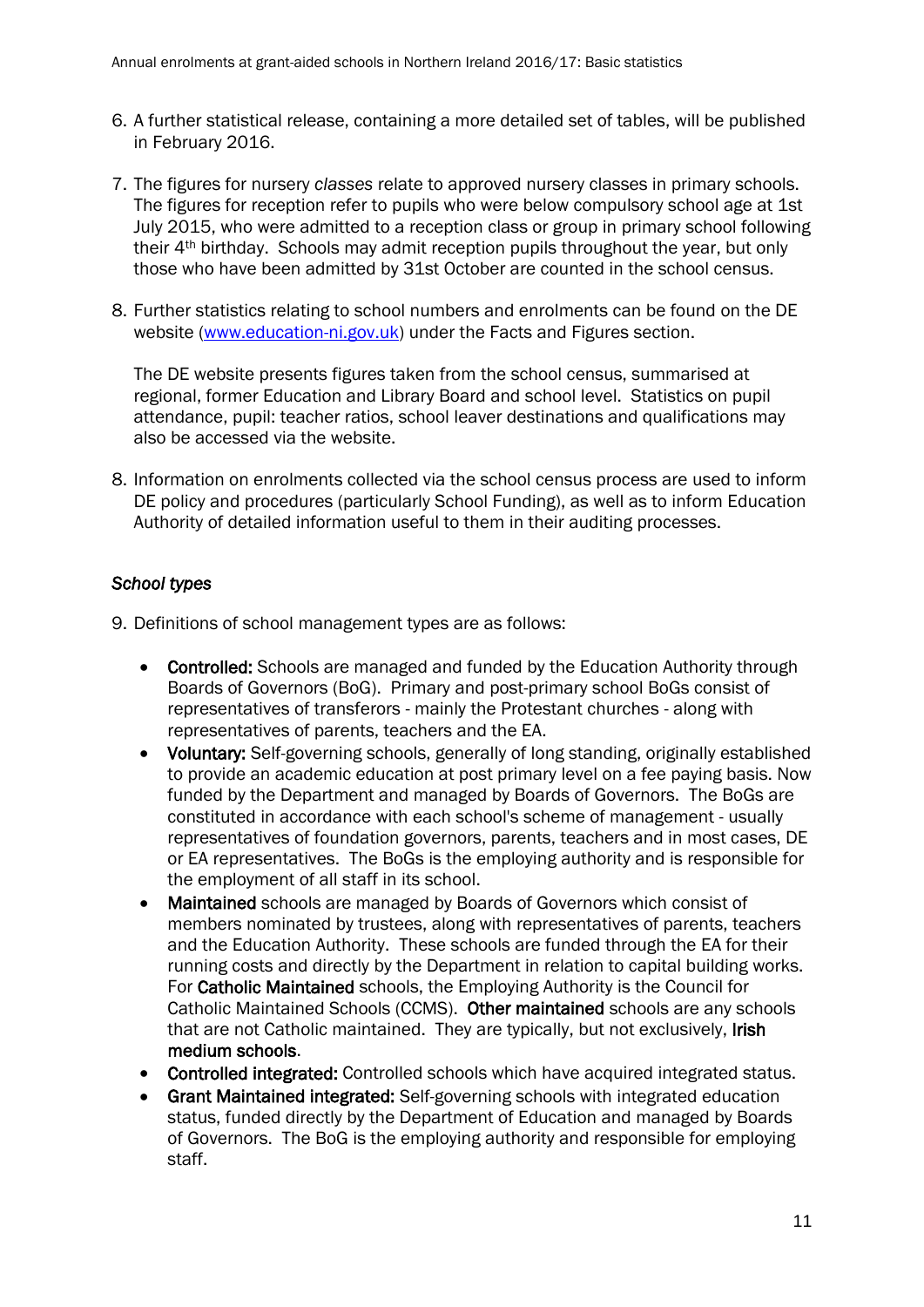6. A further statistical release, containing a more detailed set of tables, will be published in February 2016.

7. The figures for nursery *classes* relate to approved nursery classes in primary schools. The figures for reception refer to pupils who were below compulsory school age at 1st July 2015, who were admitted to a reception class or group in primary school following their 4th birthday. Schools may admit reception pupils throughout the year, but only those who have been admitted by 31st October are counted in the school census.

8. Further statistics relating to school numbers and enrolments can be found on the DE website ([www.education-ni.gov.uk](http://www.education-ni.gov.uk)) under the Facts and Figures section.

   The DE website presents figures taken from the school census, summarised at regional, former Education and Library Board and school level. Statistics on pupil attendance, pupil: teacher ratios, school leaver destinations and qualifications may also be accessed via the website.

8. Information on enrolments collected via the school census process are used to inform DE policy and procedures (particularly School Funding), as well as to inform Education Authority of detailed information useful to them in their auditing processes.

*School types*

9. Definitions of school management types are as follows:

   - **Controlled:** Schools are managed and funded by the Education Authority through Boards of Governors (BoG). Primary and post-primary school BoGs consist of representatives of transferors - mainly the Protestant churches - along with representatives of parents, teachers and the EA.
   - **Voluntary:** Self-governing schools, generally of long standing, originally established to provide an academic education at post primary level on a fee paying basis. Now funded by the Department and managed by Boards of Governors. The BoGs are constituted in accordance with each school's scheme of management - usually representatives of foundation governors, parents, teachers and in most cases, DE or EA representatives. The BoGs is the employing authority and is responsible for the employment of all staff in its school.
   - **Maintained** schools are managed by Boards of Governors which consist of members nominated by trustees, along with representatives of parents, teachers and the Education Authority. These schools are funded through the EA for their running costs and directly by the Department in relation to capital building works. For **Catholic Maintained** schools, the Employing Authority is the Council for Catholic Maintained Schools (CCMS). **Other maintained** schools are any schools that are not Catholic maintained. They are typically, but not exclusively, **Irish medium schools**.
   - **Controlled integrated:** Controlled schools which have acquired integrated status.
   - **Grant Maintained integrated:** Self-governing schools with integrated education status, funded directly by the Department of Education and managed by Boards of Governors. The BoG is the employing authority and responsible for employing staff.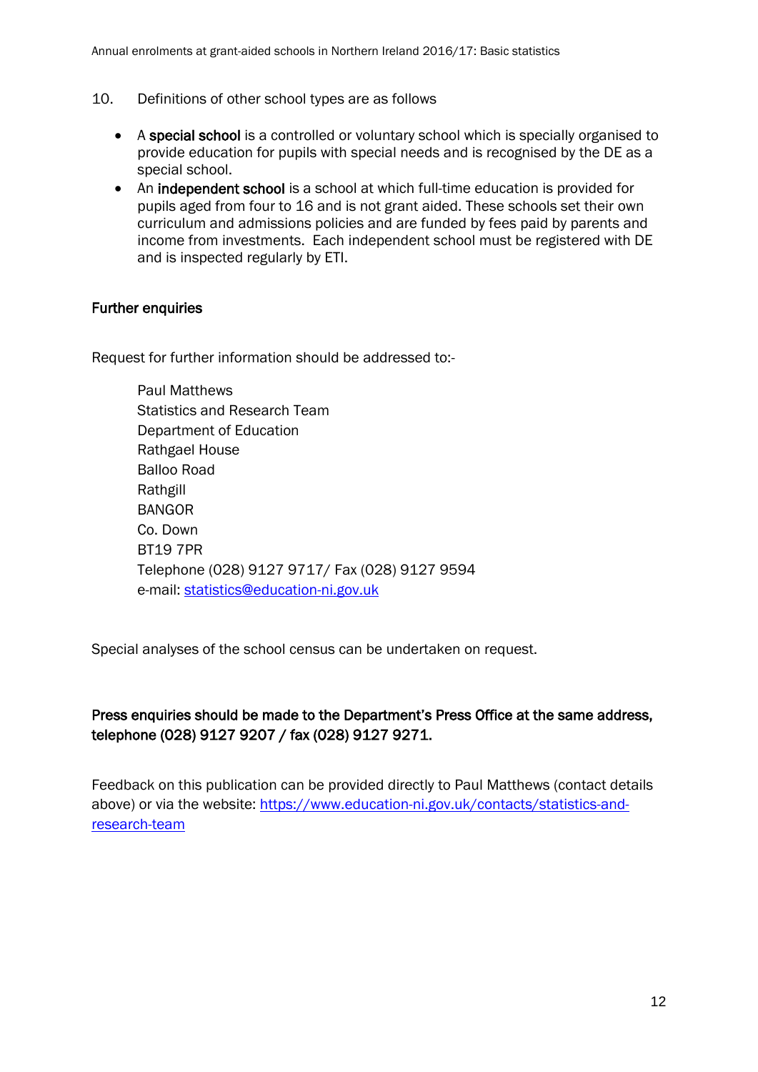10. Definitions of other school types are as follows

- A **special school** is a controlled or voluntary school which is specially organised to provide education for pupils with special needs and is recognised by the DE as a special school.
- An **independent school** is a school at which full-time education is provided for pupils aged from four to 16 and is not grant aided. These schools set their own curriculum and admissions policies and are funded by fees paid by parents and income from investments. Each independent school must be registered with DE and is inspected regularly by ETI.

## Further enquiries

Request for further information should be addressed to:-

Paul Matthews
Statistics and Research Team
Department of Education
Rathgael House
Balloo Road
Rathgill
BANGOR
Co. Down
BT19 7PR
Telephone (028) 9127 9717/ Fax (028) 9127 9594
e-mail: statistics@education-ni.gov.uk

Special analyses of the school census can be undertaken on request.

**Press enquiries should be made to the Department's Press Office at the same address, telephone (028) 9127 9207 / fax (028) 9127 9271.**

Feedback on this publication can be provided directly to Paul Matthews (contact details above) or via the website: https://www.education-ni.gov.uk/contacts/statistics-and-research-team